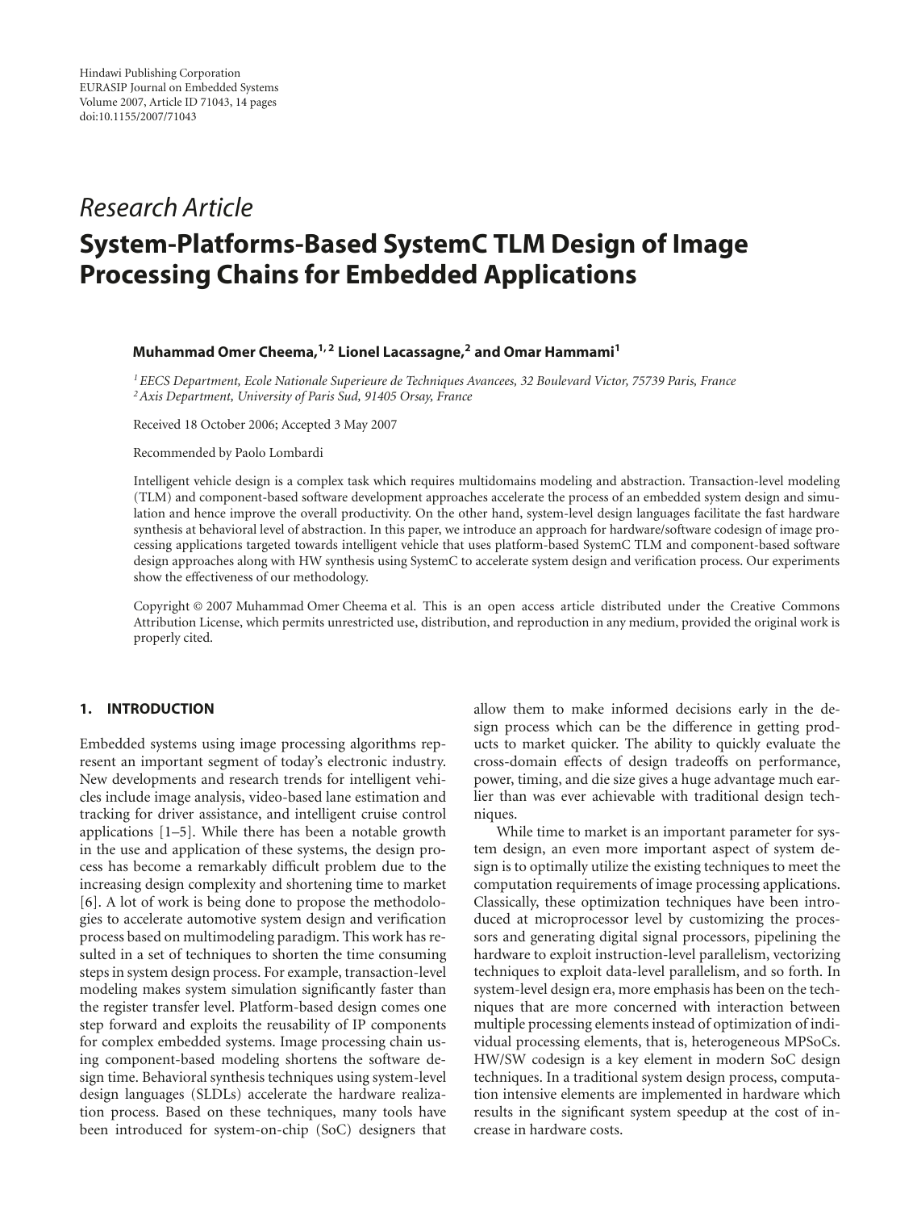Hindawi Publishing Corporation
EURASIP Journal on Embedded Systems
Volume 2007, Article ID 71043, 14 pages
doi:10.1155/2007/71043

*Research Article*

# System-Platforms-Based SystemC TLM Design of Image Processing Chains for Embedded Applications

**Muhammad Omer Cheema,[1,2] Lionel Lacassagne,[2] and Omar Hammami[1]**

[1] *EECS Department, Ecole Nationale Superieure de Techniques Avancees, 32 Boulevard Victor, 75739 Paris, France*
[2] *Axis Department, University of Paris Sud, 91405 Orsay, France*

Received 18 October 2006; Accepted 3 May 2007

Recommended by Paolo Lombardi

Intelligent vehicle design is a complex task which requires multidomains modeling and abstraction. Transaction-level modeling (TLM) and component-based software development approaches accelerate the process of an embedded system design and simulation and hence improve the overall productivity. On the other hand, system-level design languages facilitate the fast hardware synthesis at behavioral level of abstraction. In this paper, we introduce an approach for hardware/software codesign of image processing applications targeted towards intelligent vehicle that uses platform-based SystemC TLM and component-based software design approaches along with HW synthesis using SystemC to accelerate system design and verification process. Our experiments show the effectiveness of our methodology.

Copyright © 2007 Muhammad Omer Cheema et al. This is an open access article distributed under the Creative Commons Attribution License, which permits unrestricted use, distribution, and reproduction in any medium, provided the original work is properly cited.

## 1. INTRODUCTION

Embedded systems using image processing algorithms represent an important segment of today's electronic industry. New developments and research trends for intelligent vehicles include image analysis, video-based lane estimation and tracking for driver assistance, and intelligent cruise control applications [1–5]. While there has been a notable growth in the use and application of these systems, the design process has become a remarkably difficult problem due to the increasing design complexity and shortening time to market [6]. A lot of work is being done to propose the methodologies to accelerate automotive system design and verification process based on multimodeling paradigm. This work has resulted in a set of techniques to shorten the time consuming steps in system design process. For example, transaction-level modeling makes system simulation significantly faster than the register transfer level. Platform-based design comes one step forward and exploits the reusability of IP components for complex embedded systems. Image processing chain using component-based modeling shortens the software design time. Behavioral synthesis techniques using system-level design languages (SLDLs) accelerate the hardware realization process. Based on these techniques, many tools have been introduced for system-on-chip (SoC) designers that allow them to make informed decisions early in the design process which can be the difference in getting products to market quicker. The ability to quickly evaluate the cross-domain effects of design tradeoffs on performance, power, timing, and die size gives a huge advantage much earlier than was ever achievable with traditional design techniques.

While time to market is an important parameter for system design, an even more important aspect of system design is to optimally utilize the existing techniques to meet the computation requirements of image processing applications. Classically, these optimization techniques have been introduced at microprocessor level by customizing the processors and generating digital signal processors, pipelining the hardware to exploit instruction-level parallelism, vectorizing techniques to exploit data-level parallelism, and so forth. In system-level design era, more emphasis has been on the techniques that are more concerned with interaction between multiple processing elements instead of optimization of individual processing elements, that is, heterogeneous MPSoCs. HW/SW codesign is a key element in modern SoC design techniques. In a traditional system design process, computation intensive elements are implemented in hardware which results in the significant system speedup at the cost of increase in hardware costs.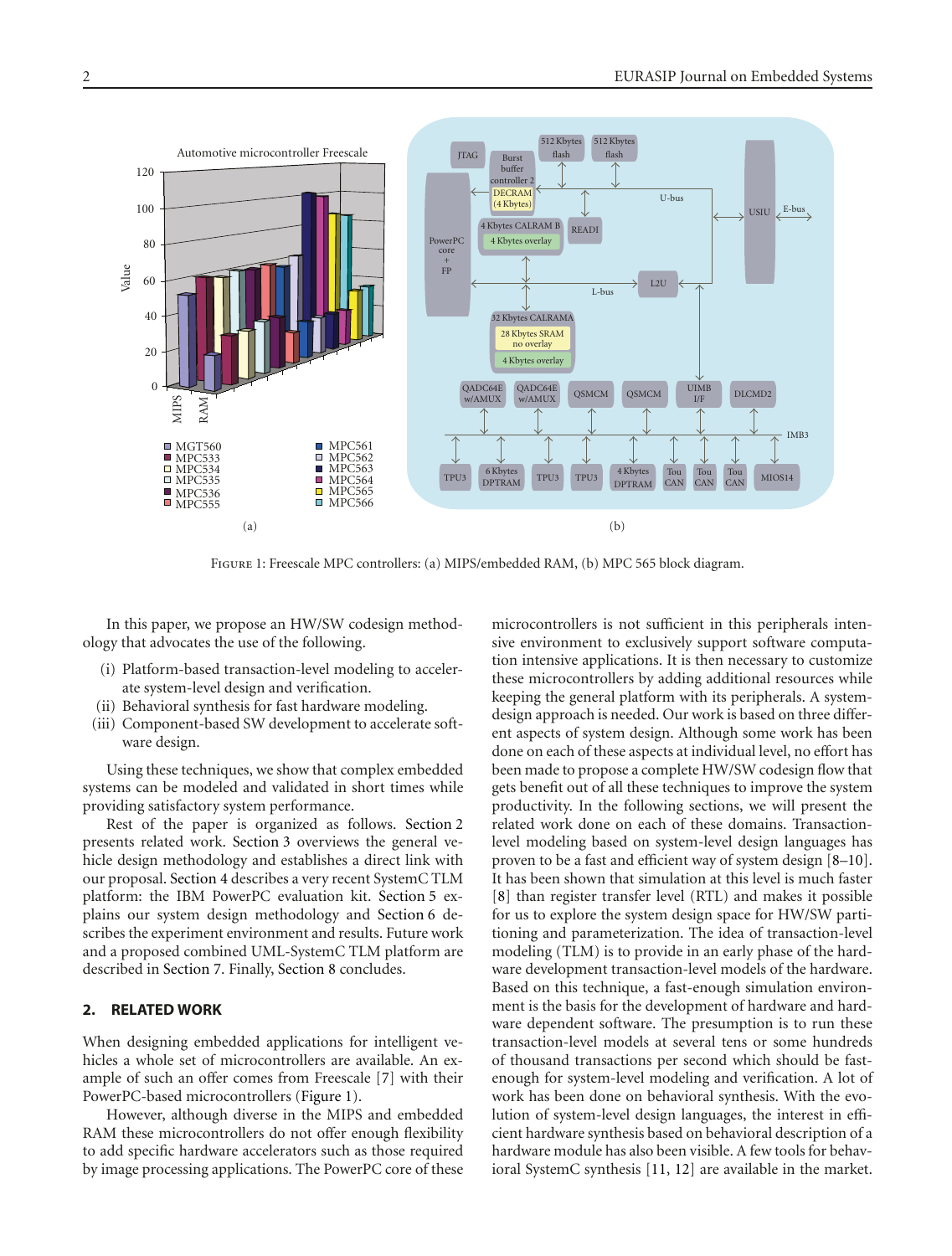Figure 1: Freescale MPC controllers: (a) MIPS/embedded RAM, (b) MPC 565 block diagram.

In this paper, we propose an HW/SW codesign methodology that advocates the use of the following.

- (i) Platform-based transaction-level modeling to accelerate system-level design and verification.
- (ii) Behavioral synthesis for fast hardware modeling.
- (iii) Component-based SW development to accelerate software design.

Using these techniques, we show that complex embedded systems can be modeled and validated in short times while providing satisfactory system performance.

Rest of the paper is organized as follows. Section 2 presents related work. Section 3 overviews the general vehicle design methodology and establishes a direct link with our proposal. Section 4 describes a very recent SystemC TLM platform: the IBM PowerPC evaluation kit. Section 5 explains our system design methodology and Section 6 describes the experiment environment and results. Future work and a proposed combined UML-SystemC TLM platform are described in Section 7. Finally, Section 8 concludes.

## 2. RELATED WORK

When designing embedded applications for intelligent vehicles a whole set of microcontrollers are available. An example of such an offer comes from Freescale [7] with their PowerPC-based microcontrollers (Figure 1).

However, although diverse in the MIPS and embedded RAM these microcontrollers do not offer enough flexibility to add specific hardware accelerators such as those required by image processing applications. The PowerPC core of these microcontrollers is not sufficient in this peripherals intensive environment to exclusively support software computation intensive applications. It is then necessary to customize these microcontrollers by adding additional resources while keeping the general platform with its peripherals. A system-design approach is needed. Our work is based on three different aspects of system design. Although some work has been done on each of these aspects at individual level, no effort has been made to propose a complete HW/SW codesign flow that gets benefit out of all these techniques to improve the system productivity. In the following sections, we will present the related work done on each of these domains. Transaction-level modeling based on system-level design languages has proven to be a fast and efficient way of system design [8–10]. It has been shown that simulation at this level is much faster [8] than register transfer level (RTL) and makes it possible for us to explore the system design space for HW/SW partitioning and parameterization. The idea of transaction-level modeling (TLM) is to provide in an early phase of the hardware development transaction-level models of the hardware. Based on this technique, a fast-enough simulation environment is the basis for the development of hardware and hardware dependent software. The presumption is to run these transaction-level models at several tens or some hundreds of thousand transactions per second which should be fast-enough for system-level modeling and verification. A lot of work has been done on behavioral synthesis. With the evolution of system-level design languages, the interest in efficient hardware synthesis based on behavioral description of a hardware module has also been visible. A few tools for behavioral SystemC synthesis [11, 12] are available in the market.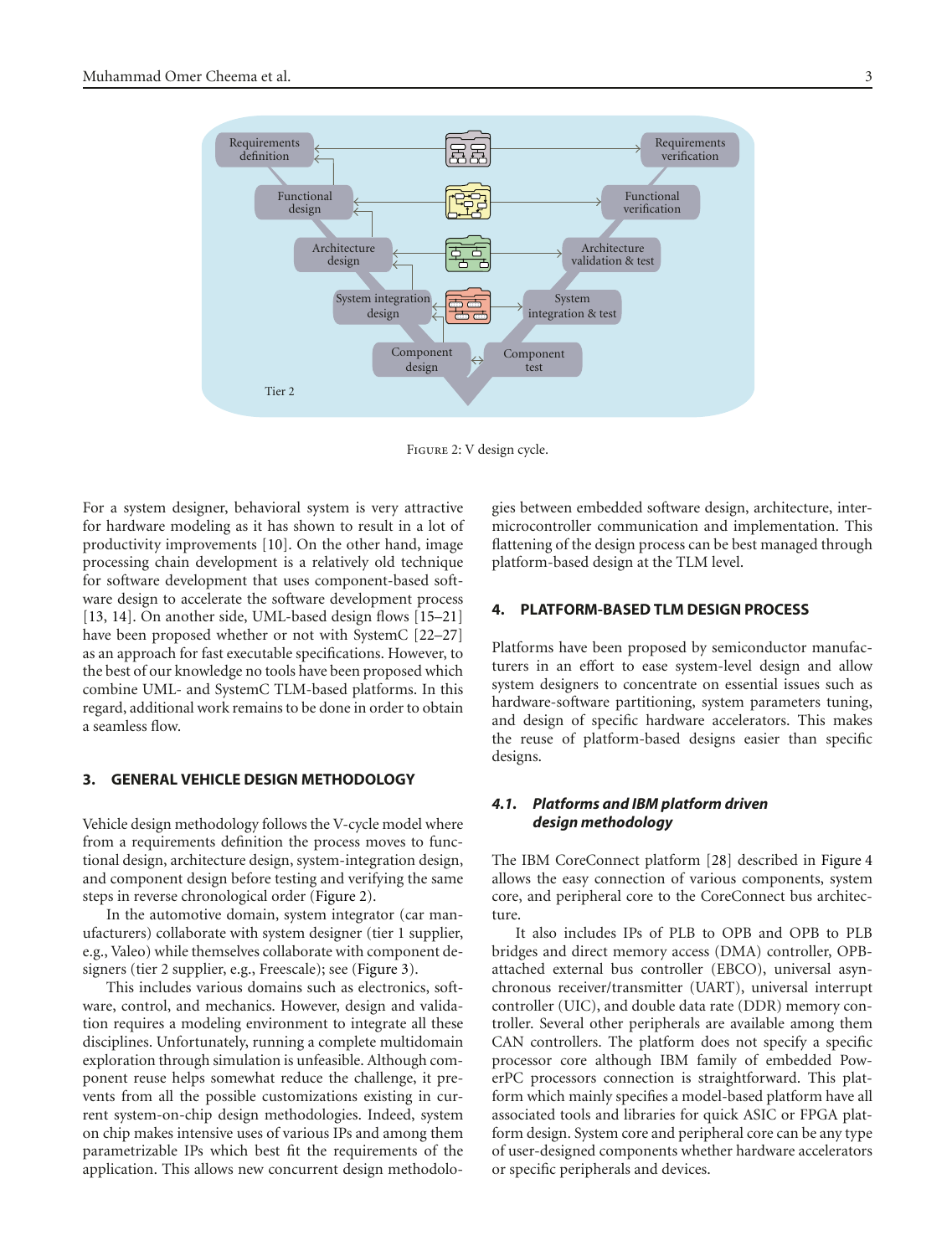Figure 2: V design cycle.

For a system designer, behavioral system is very attractive for hardware modeling as it has shown to result in a lot of productivity improvements [10]. On the other hand, image processing chain development is a relatively old technique for software development that uses component-based software design to accelerate the software development process [13, 14]. On another side, UML-based design flows [15–21] have been proposed whether or not with SystemC [22–27] as an approach for fast executable specifications. However, to the best of our knowledge no tools have been proposed which combine UML- and SystemC TLM-based platforms. In this regard, additional work remains to be done in order to obtain a seamless flow.

## 3. GENERAL VEHICLE DESIGN METHODOLOGY

Vehicle design methodology follows the V-cycle model where from a requirements definition the process moves to functional design, architecture design, system-integration design, and component design before testing and verifying the same steps in reverse chronological order (Figure 2).

In the automotive domain, system integrator (car manufacturers) collaborate with system designer (tier 1 supplier, e.g., Valeo) while themselves collaborate with component designers (tier 2 supplier, e.g., Freescale); see (Figure 3).

This includes various domains such as electronics, software, control, and mechanics. However, design and validation requires a modeling environment to integrate all these disciplines. Unfortunately, running a complete multidomain exploration through simulation is unfeasible. Although component reuse helps somewhat reduce the challenge, it prevents from all the possible customizations existing in current system-on-chip design methodologies. Indeed, system on chip makes intensive uses of various IPs and among them parametrizable IPs which best fit the requirements of the application. This allows new concurrent design methodologies between embedded software design, architecture, intermicrocontroller communication and implementation. This flattening of the design process can be best managed through platform-based design at the TLM level.

## 4. PLATFORM-BASED TLM DESIGN PROCESS

Platforms have been proposed by semiconductor manufacturers in an effort to ease system-level design and allow system designers to concentrate on essential issues such as hardware-software partitioning, system parameters tuning, and design of specific hardware accelerators. This makes the reuse of platform-based designs easier than specific designs.

### *4.1. Platforms and IBM platform driven design methodology*

The IBM CoreConnect platform [28] described in Figure 4 allows the easy connection of various components, system core, and peripheral core to the CoreConnect bus architecture.

It also includes IPs of PLB to OPB and OPB to PLB bridges and direct memory access (DMA) controller, OPB-attached external bus controller (EBCO), universal asynchronous receiver/transmitter (UART), universal interrupt controller (UIC), and double data rate (DDR) memory controller. Several other peripherals are available among them CAN controllers. The platform does not specify a specific processor core although IBM family of embedded PowerPC processors connection is straightforward. This platform which mainly specifies a model-based platform have all associated tools and libraries for quick ASIC or FPGA platform design. System core and peripheral core can be any type of user-designed components whether hardware accelerators or specific peripherals and devices.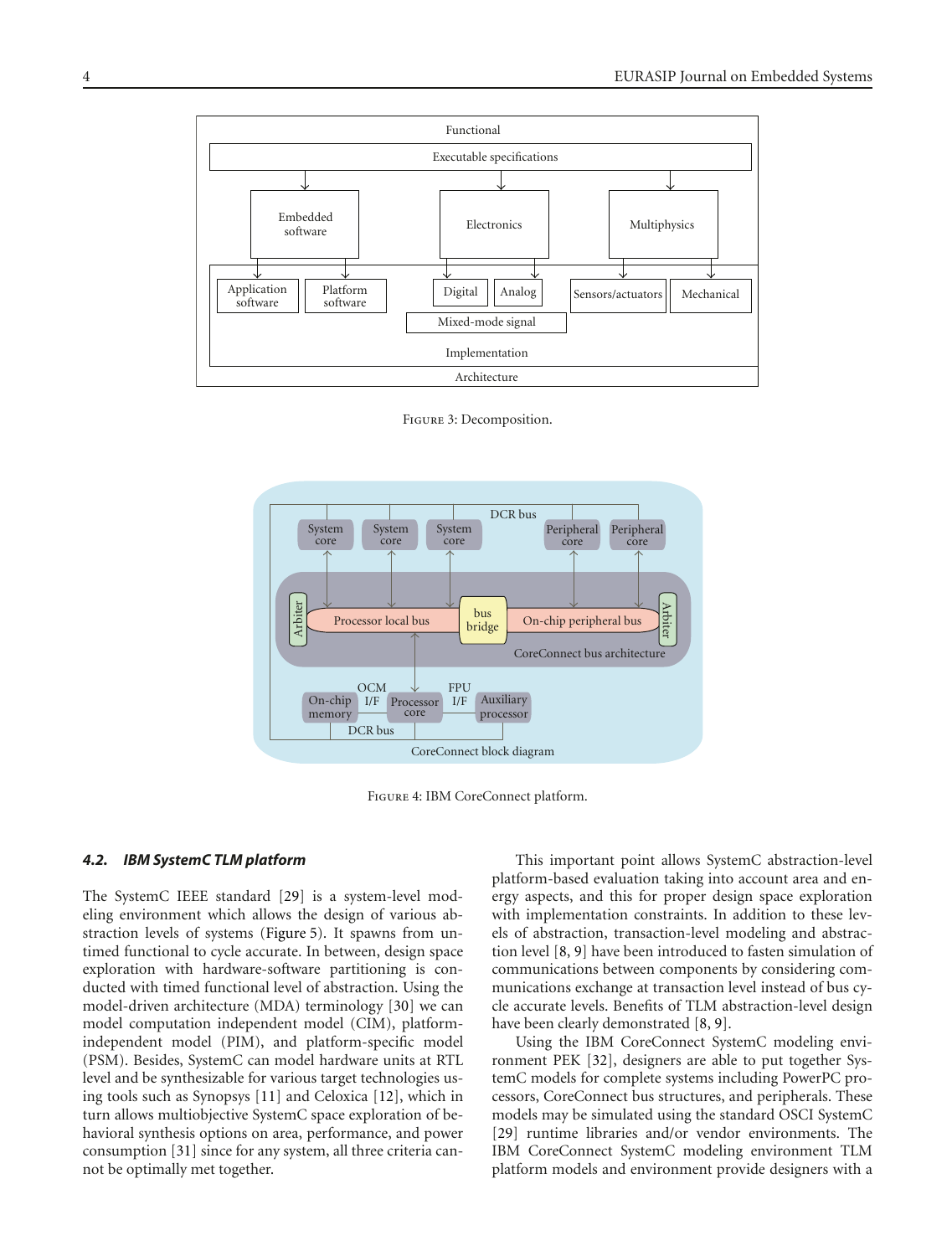Figure 3: Decomposition.

Figure 4: IBM CoreConnect platform.

### 4.2. IBM SystemC TLM platform

The SystemC IEEE standard [29] is a system-level modeling environment which allows the design of various abstraction levels of systems (Figure 5). It spawns from untimed functional to cycle accurate. In between, design space exploration with hardware-software partitioning is conducted with timed functional level of abstraction. Using the model-driven architecture (MDA) terminology [30] we can model computation independent model (CIM), platform-independent model (PIM), and platform-specific model (PSM). Besides, SystemC can model hardware units at RTL level and be synthesizable for various target technologies using tools such as Synopsys [11] and Celoxica [12], which in turn allows multiobjective SystemC space exploration of behavioral synthesis options on area, performance, and power consumption [31] since for any system, all three criteria cannot be optimally met together.

This important point allows SystemC abstraction-level platform-based evaluation taking into account area and energy aspects, and this for proper design space exploration with implementation constraints. In addition to these levels of abstraction, transaction-level modeling and abstraction level [8, 9] have been introduced to fasten simulation of communications between components by considering communications exchange at transaction level instead of bus cycle accurate levels. Benefits of TLM abstraction-level design have been clearly demonstrated [8, 9].

Using the IBM CoreConnect SystemC modeling environment PEK [32], designers are able to put together SystemC models for complete systems including PowerPC processors, CoreConnect bus structures, and peripherals. These models may be simulated using the standard OSCI SystemC [29] runtime libraries and/or vendor environments. The IBM CoreConnect SystemC modeling environment TLM platform models and environment provide designers with a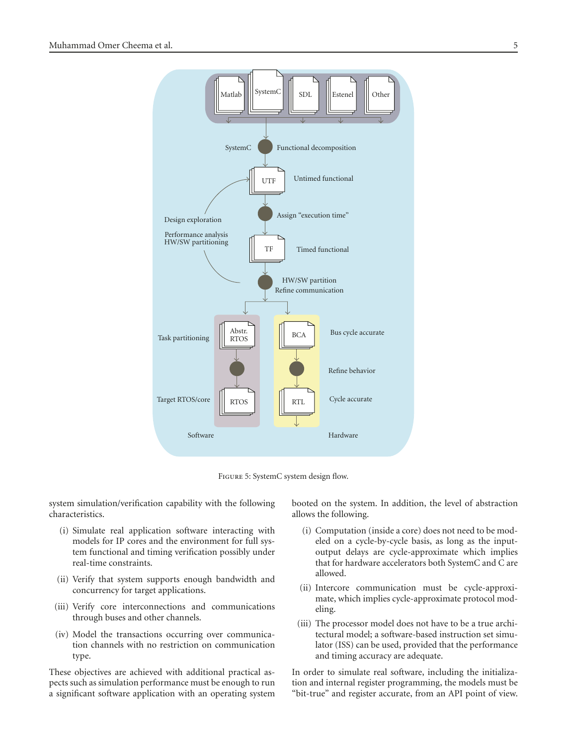Figure 5: SystemC system design flow.

system simulation/verification capability with the following characteristics.

(i) Simulate real application software interacting with models for IP cores and the environment for full system functional and timing verification possibly under real-time constraints.

(ii) Verify that system supports enough bandwidth and concurrency for target applications.

(iii) Verify core interconnections and communications through buses and other channels.

(iv) Model the transactions occurring over communication channels with no restriction on communication type.

These objectives are achieved with additional practical aspects such as simulation performance must be enough to run a significant software application with an operating system booted on the system. In addition, the level of abstraction allows the following.

(i) Computation (inside a core) does not need to be modeled on a cycle-by-cycle basis, as long as the input-output delays are cycle-approximate which implies that for hardware accelerators both SystemC and C are allowed.

(ii) Intercore communication must be cycle-approximate, which implies cycle-approximate protocol modeling.

(iii) The processor model does not have to be a true architectural model; a software-based instruction set simulator (ISS) can be used, provided that the performance and timing accuracy are adequate.

In order to simulate real software, including the initialization and internal register programming, the models must be "bit-true" and register accurate, from an API point of view.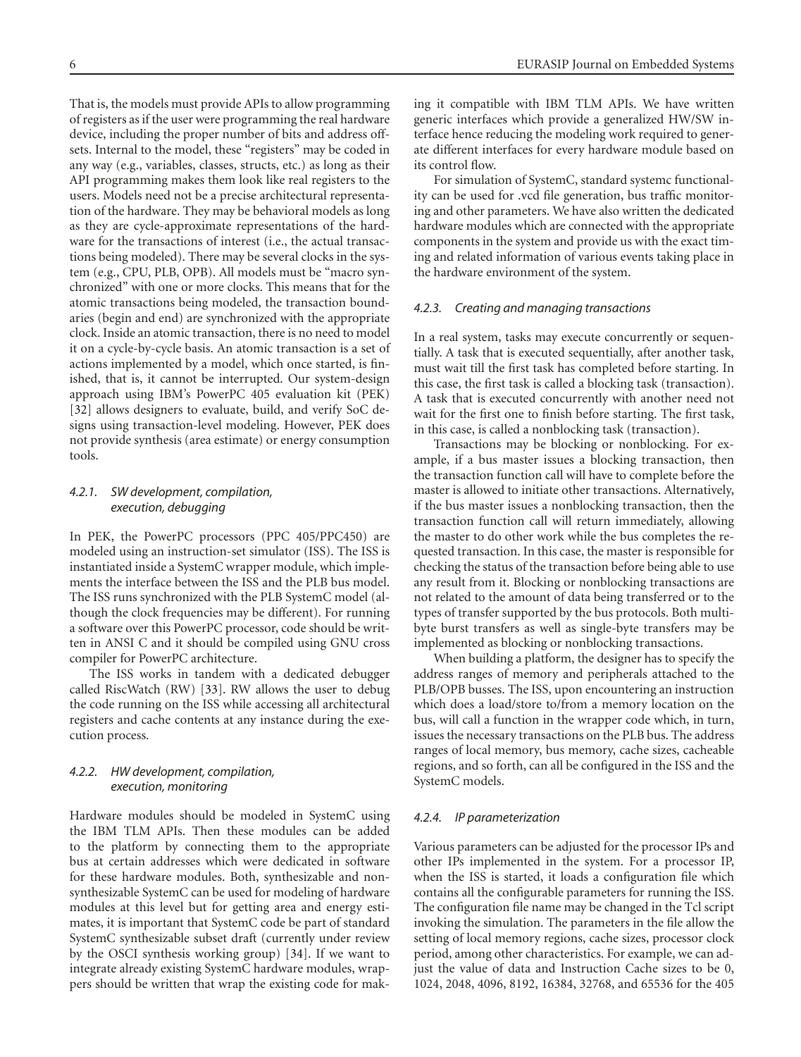That is, the models must provide APIs to allow programming of registers as if the user were programming the real hardware device, including the proper number of bits and address offsets. Internal to the model, these "registers" may be coded in any way (e.g., variables, classes, structs, etc.) as long as their API programming makes them look like real registers to the users. Models need not be a precise architectural representation of the hardware. They may be behavioral models as long as they are cycle-approximate representations of the hardware for the transactions of interest (i.e., the actual transactions being modeled). There may be several clocks in the system (e.g., CPU, PLB, OPB). All models must be "macro synchronized" with one or more clocks. This means that for the atomic transactions being modeled, the transaction boundaries (begin and end) are synchronized with the appropriate clock. Inside an atomic transaction, there is no need to model it on a cycle-by-cycle basis. An atomic transaction is a set of actions implemented by a model, which once started, is finished, that is, it cannot be interrupted. Our system-design approach using IBM's PowerPC 405 evaluation kit (PEK) [32] allows designers to evaluate, build, and verify SoC designs using transaction-level modeling. However, PEK does not provide synthesis (area estimate) or energy consumption tools.

#### *4.2.1. SW development, compilation, execution, debugging*

In PEK, the PowerPC processors (PPC 405/PPC450) are modeled using an instruction-set simulator (ISS). The ISS is instantiated inside a SystemC wrapper module, which implements the interface between the ISS and the PLB bus model. The ISS runs synchronized with the PLB SystemC model (although the clock frequencies may be different). For running a software over this PowerPC processor, code should be written in ANSI C and it should be compiled using GNU cross compiler for PowerPC architecture.

The ISS works in tandem with a dedicated debugger called RiscWatch (RW) [33]. RW allows the user to debug the code running on the ISS while accessing all architectural registers and cache contents at any instance during the execution process.

#### *4.2.2. HW development, compilation, execution, monitoring*

Hardware modules should be modeled in SystemC using the IBM TLM APIs. Then these modules can be added to the platform by connecting them to the appropriate bus at certain addresses which were dedicated in software for these hardware modules. Both, synthesizable and nonsynthesizable SystemC can be used for modeling of hardware modules at this level but for getting area and energy estimates, it is important that SystemC code be part of standard SystemC synthesizable subset draft (currently under review by the OSCI synthesis working group) [34]. If we want to integrate already existing SystemC hardware modules, wrappers should be written that wrap the existing code for making it compatible with IBM TLM APIs. We have written generic interfaces which provide a generalized HW/SW interface hence reducing the modeling work required to generate different interfaces for every hardware module based on its control flow.

For simulation of SystemC, standard systemc functionality can be used for .vcd file generation, bus traffic monitoring and other parameters. We have also written the dedicated hardware modules which are connected with the appropriate components in the system and provide us with the exact timing and related information of various events taking place in the hardware environment of the system.

#### *4.2.3. Creating and managing transactions*

In a real system, tasks may execute concurrently or sequentially. A task that is executed sequentially, after another task, must wait till the first task has completed before starting. In this case, the first task is called a blocking task (transaction). A task that is executed concurrently with another need not wait for the first one to finish before starting. The first task, in this case, is called a nonblocking task (transaction).

Transactions may be blocking or nonblocking. For example, if a bus master issues a blocking transaction, then the transaction function call will have to complete before the master is allowed to initiate other transactions. Alternatively, if the bus master issues a nonblocking transaction, then the transaction function call will return immediately, allowing the master to do other work while the bus completes the requested transaction. In this case, the master is responsible for checking the status of the transaction before being able to use any result from it. Blocking or nonblocking transactions are not related to the amount of data being transferred or to the types of transfer supported by the bus protocols. Both multibyte burst transfers as well as single-byte transfers may be implemented as blocking or nonblocking transactions.

When building a platform, the designer has to specify the address ranges of memory and peripherals attached to the PLB/OPB busses. The ISS, upon encountering an instruction which does a load/store to/from a memory location on the bus, will call a function in the wrapper code which, in turn, issues the necessary transactions on the PLB bus. The address ranges of local memory, bus memory, cache sizes, cacheable regions, and so forth, can all be configured in the ISS and the SystemC models.

#### *4.2.4. IP parameterization*

Various parameters can be adjusted for the processor IPs and other IPs implemented in the system. For a processor IP, when the ISS is started, it loads a configuration file which contains all the configurable parameters for running the ISS. The configuration file name may be changed in the Tcl script invoking the simulation. The parameters in the file allow the setting of local memory regions, cache sizes, processor clock period, among other characteristics. For example, we can adjust the value of data and Instruction Cache sizes to be 0, 1024, 2048, 4096, 8192, 16384, 32768, and 65536 for the 405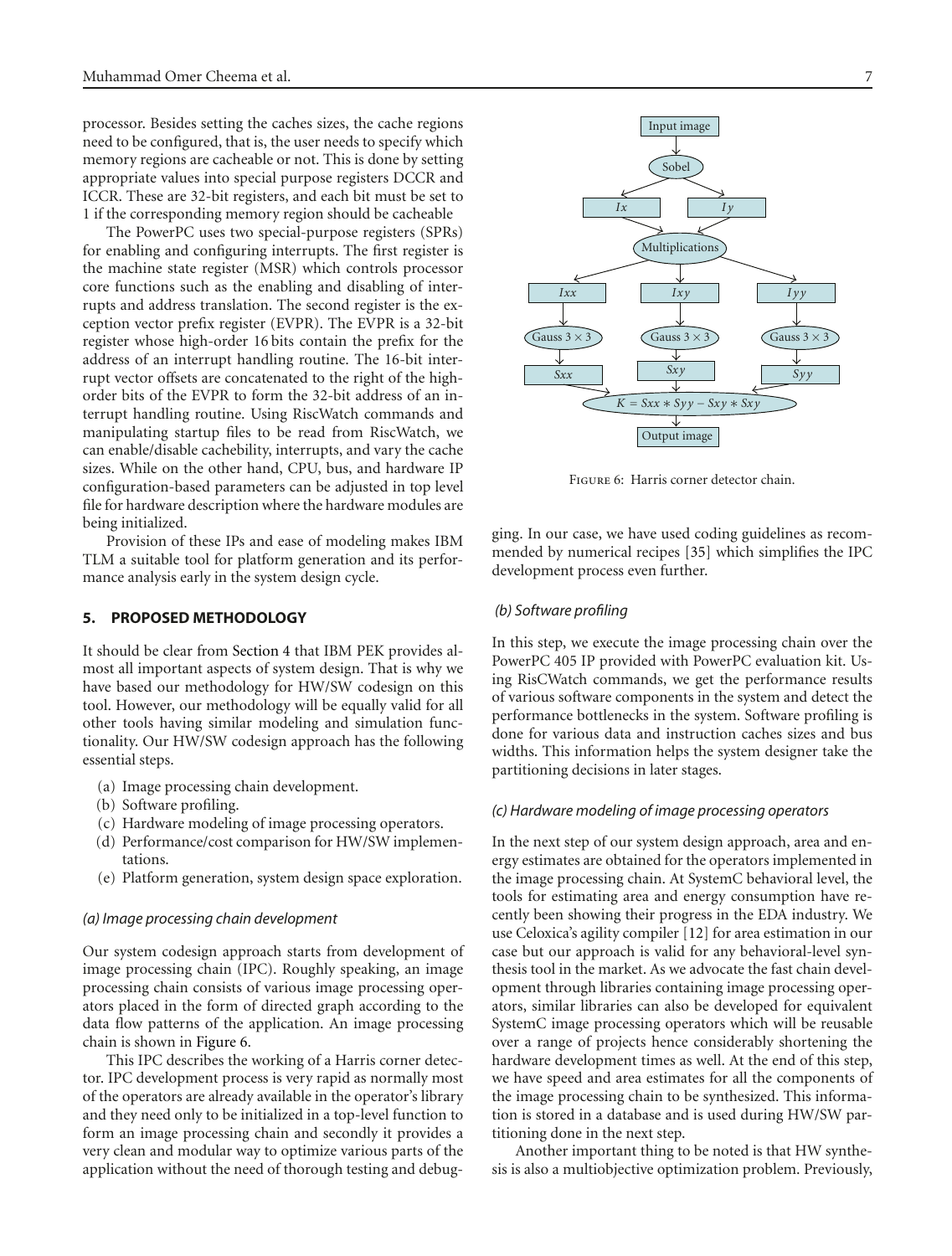processor. Besides setting the caches sizes, the cache regions need to be configured, that is, the user needs to specify which memory regions are cacheable or not. This is done by setting appropriate values into special purpose registers DCCR and ICCR. These are 32-bit registers, and each bit must be set to 1 if the corresponding memory region should be cacheable

The PowerPC uses two special-purpose registers (SPRs) for enabling and configuring interrupts. The first register is the machine state register (MSR) which controls processor core functions such as the enabling and disabling of interrupts and address translation. The second register is the exception vector prefix register (EVPR). The EVPR is a 32-bit register whose high-order 16 bits contain the prefix for the address of an interrupt handling routine. The 16-bit interrupt vector offsets are concatenated to the right of the high-order bits of the EVPR to form the 32-bit address of an interrupt handling routine. Using RiscWatch commands and manipulating startup files to be read from RiscWatch, we can enable/disable cachebility, interrupts, and vary the cache sizes. While on the other hand, CPU, bus, and hardware IP configuration-based parameters can be adjusted in top level file for hardware description where the hardware modules are being initialized.

Provision of these IPs and ease of modeling makes IBM TLM a suitable tool for platform generation and its performance analysis early in the system design cycle.

## 5. PROPOSED METHODOLOGY

It should be clear from Section 4 that IBM PEK provides almost all important aspects of system design. That is why we have based our methodology for HW/SW codesign on this tool. However, our methodology will be equally valid for all other tools having similar modeling and simulation functionality. Our HW/SW codesign approach has the following essential steps.

- (a) Image processing chain development.
- (b) Software profiling.
- (c) Hardware modeling of image processing operators.
- (d) Performance/cost comparison for HW/SW implementations.
- (e) Platform generation, system design space exploration.

### *(a) Image processing chain development*

Our system codesign approach starts from development of image processing chain (IPC). Roughly speaking, an image processing chain consists of various image processing operators placed in the form of directed graph according to the data flow patterns of the application. An image processing chain is shown in Figure 6.

This IPC describes the working of a Harris corner detector. IPC development process is very rapid as normally most of the operators are already available in the operator's library and they need only to be initialized in a top-level function to form an image processing chain and secondly it provides a very clean and modular way to optimize various parts of the application without the need of thorough testing and debugging. In our case, we have used coding guidelines as recommended by numerical recipes [35] which simplifies the IPC development process even further.

Input image
Sobel
$Ix$
$Iy$
Multiplications
$Ixx$
$Ixy$
$Iyy$
Gauss $3 \times 3$
Gauss $3 \times 3$
Gauss $3 \times 3$
$Sxx$
$Sxy$
$Syy$
$K = Sxx * Syy - Sxy * Sxy$
Output image

Figure 6: Harris corner detector chain.

### *(b) Software profiling*

In this step, we execute the image processing chain over the PowerPC 405 IP provided with PowerPC evaluation kit. Using RisCWatch commands, we get the performance results of various software components in the system and detect the performance bottlenecks in the system. Software profiling is done for various data and instruction caches sizes and bus widths. This information helps the system designer take the partitioning decisions in later stages.

### *(c) Hardware modeling of image processing operators*

In the next step of our system design approach, area and energy estimates are obtained for the operators implemented in the image processing chain. At SystemC behavioral level, the tools for estimating area and energy consumption have recently been showing their progress in the EDA industry. We use Celoxica's agility compiler [12] for area estimation in our case but our approach is valid for any behavioral-level synthesis tool in the market. As we advocate the fast chain development through libraries containing image processing operators, similar libraries can also be developed for equivalent SystemC image processing operators which will be reusable over a range of projects hence considerably shortening the hardware development times as well. At the end of this step, we have speed and area estimates for all the components of the image processing chain to be synthesized. This information is stored in a database and is used during HW/SW partitioning done in the next step.

Another important thing to be noted is that HW synthesis is also a multiobjective optimization problem. Previously,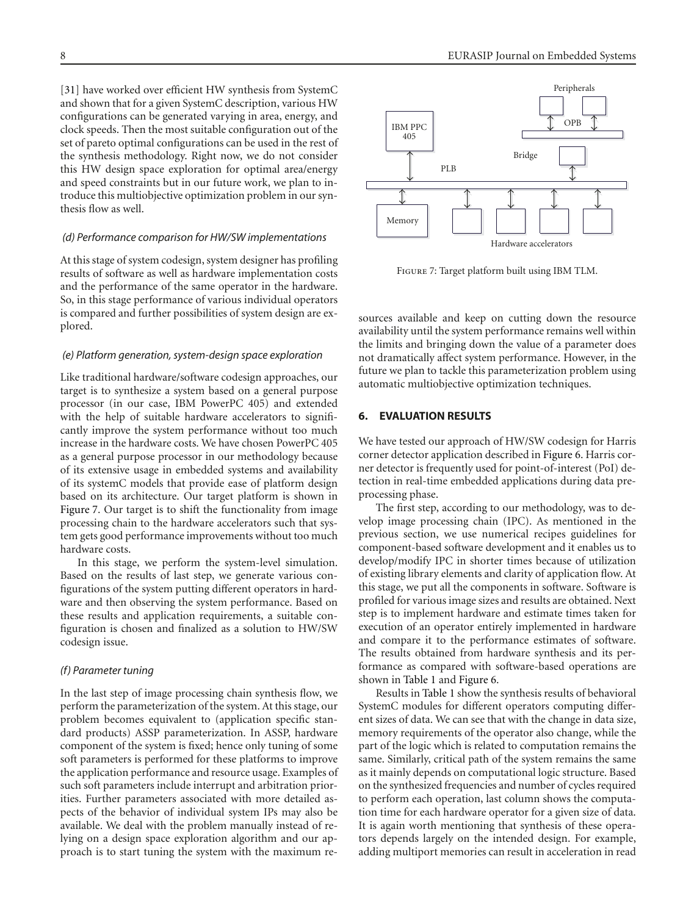[31] have worked over efficient HW synthesis from SystemC and shown that for a given SystemC description, various HW configurations can be generated varying in area, energy, and clock speeds. Then the most suitable configuration out of the set of pareto optimal configurations can be used in the rest of the synthesis methodology. Right now, we do not consider this HW design space exploration for optimal area/energy and speed constraints but in our future work, we plan to introduce this multiobjective optimization problem in our synthesis flow as well.

*(d) Performance comparison for HW/SW implementations*

At this stage of system codesign, system designer has profiling results of software as well as hardware implementation costs and the performance of the same operator in the hardware. So, in this stage performance of various individual operators is compared and further possibilities of system design are explored.

*(e) Platform generation, system-design space exploration*

Like traditional hardware/software codesign approaches, our target is to synthesize a system based on a general purpose processor (in our case, IBM PowerPC 405) and extended with the help of suitable hardware accelerators to significantly improve the system performance without too much increase in the hardware costs. We have chosen PowerPC 405 as a general purpose processor in our methodology because of its extensive usage in embedded systems and availability of its systemC models that provide ease of platform design based on its architecture. Our target platform is shown in Figure 7. Our target is to shift the functionality from image processing chain to the hardware accelerators such that system gets good performance improvements without too much hardware costs.

In this stage, we perform the system-level simulation. Based on the results of last step, we generate various configurations of the system putting different operators in hardware and then observing the system performance. Based on these results and application requirements, a suitable configuration is chosen and finalized as a solution to HW/SW codesign issue.

*(f) Parameter tuning*

In the last step of image processing chain synthesis flow, we perform the parameterization of the system. At this stage, our problem becomes equivalent to (application specific standard products) ASSP parameterization. In ASSP, hardware component of the system is fixed; hence only tuning of some soft parameters is performed for these platforms to improve the application performance and resource usage. Examples of such soft parameters include interrupt and arbitration priorities. Further parameters associated with more detailed aspects of the behavior of individual system IPs may also be available. We deal with the problem manually instead of relying on a design space exploration algorithm and our approach is to start tuning the system with the maximum resources available and keep on cutting down the resource availability until the system performance remains well within the limits and bringing down the value of a parameter does not dramatically affect system performance. However, in the future we plan to tackle this parameterization problem using automatic multiobjective optimization techniques.

Figure 7: Target platform built using IBM TLM.

## 6. EVALUATION RESULTS

We have tested our approach of HW/SW codesign for Harris corner detector application described in Figure 6. Harris corner detector is frequently used for point-of-interest (PoI) detection in real-time embedded applications during data preprocessing phase.

The first step, according to our methodology, was to develop image processing chain (IPC). As mentioned in the previous section, we use numerical recipes guidelines for component-based software development and it enables us to develop/modify IPC in shorter times because of utilization of existing library elements and clarity of application flow. At this stage, we put all the components in software. Software is profiled for various image sizes and results are obtained. Next step is to implement hardware and estimate times taken for execution of an operator entirely implemented in hardware and compare it to the performance estimates of software. The results obtained from hardware synthesis and its performance as compared with software-based operations are shown in Table 1 and Figure 6.

Results in Table 1 show the synthesis results of behavioral SystemC modules for different operators computing different sizes of data. We can see that with the change in data size, memory requirements of the operator also change, while the part of the logic which is related to computation remains the same. Similarly, critical path of the system remains the same as it mainly depends on computational logic structure. Based on the synthesized frequencies and number of cycles required to perform each operation, last column shows the computation time for each hardware operator for a given size of data. It is again worth mentioning that synthesis of these operators depends largely on the intended design. For example, adding multiport memories can result in acceleration in read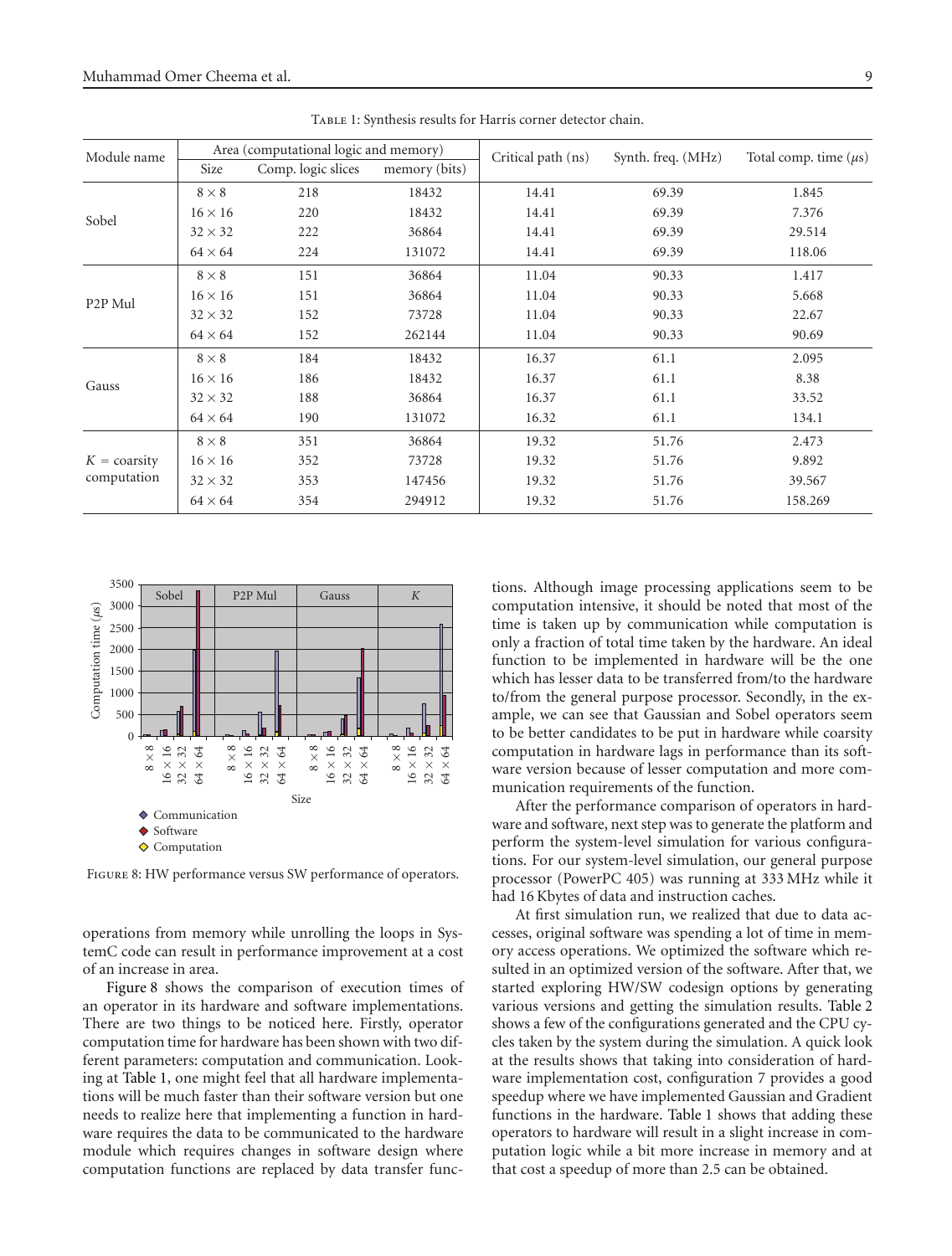Table 1: Synthesis results for Harris corner detector chain.

| Module name | Area (computational logic and memory) | | | Critical path (ns) | Synth. freq. (MHz) | Total comp. time ($\mu$s) |
|---|---|---|---|---|---|---|
| | Size | Comp. logic slices | memory (bits) | | | |
| Sobel | $8 \times 8$ | 218 | 18432 | 14.41 | 69.39 | 1.845 |
| | $16 \times 16$ | 220 | 18432 | 14.41 | 69.39 | 7.376 |
| | $32 \times 32$ | 222 | 36864 | 14.41 | 69.39 | 29.514 |
| | $64 \times 64$ | 224 | 131072 | 14.41 | 69.39 | 118.06 |
| P2P Mul | $8 \times 8$ | 151 | 36864 | 11.04 | 90.33 | 1.417 |
| | $16 \times 16$ | 151 | 36864 | 11.04 | 90.33 | 5.668 |
| | $32 \times 32$ | 152 | 73728 | 11.04 | 90.33 | 22.67 |
| | $64 \times 64$ | 152 | 262144 | 11.04 | 90.33 | 90.69 |
| Gauss | $8 \times 8$ | 184 | 18432 | 16.37 | 61.1 | 2.095 |
| | $16 \times 16$ | 186 | 18432 | 16.37 | 61.1 | 8.38 |
| | $32 \times 32$ | 188 | 36864 | 16.37 | 61.1 | 33.52 |
| | $64 \times 64$ | 190 | 131072 | 16.32 | 61.1 | 134.1 |
| $K$ = coarsity computation | $8 \times 8$ | 351 | 36864 | 19.32 | 51.76 | 2.473 |
| | $16 \times 16$ | 352 | 73728 | 19.32 | 51.76 | 9.892 |
| | $32 \times 32$ | 353 | 147456 | 19.32 | 51.76 | 39.567 |
| | $64 \times 64$ | 354 | 294912 | 19.32 | 51.76 | 158.269 |

Computation time ($\mu$s)

3500
3000
2500
2000
1500
1000
500
0

Sobel
P2P Mul
Gauss
$K$

$8 \times 8$
$16 \times 16$
$32 \times 32$
$64 \times 64$

Size

Communication
Software
Computation

Figure 8: HW performance versus SW performance of operators.

operations from memory while unrolling the loops in SystemC code can result in performance improvement at a cost of an increase in area.

Figure 8 shows the comparison of execution times of an operator in its hardware and software implementations. There are two things to be noticed here. Firstly, operator computation time for hardware has been shown with two different parameters: computation and communication. Looking at Table 1, one might feel that all hardware implementations will be much faster than their software version but one needs to realize here that implementing a function in hardware requires the data to be communicated to the hardware module which requires changes in software design where computation functions are replaced by data transfer functions. Although image processing applications seem to be computation intensive, it should be noted that most of the time is taken up by communication while computation is only a fraction of total time taken by the hardware. An ideal function to be implemented in hardware will be the one which has lesser data to be transferred from/to the hardware to/from the general purpose processor. Secondly, in the example, we can see that Gaussian and Sobel operators seem to be better candidates to be put in hardware while coarsity computation in hardware lags in performance than its software version because of lesser computation and more communication requirements of the function.

After the performance comparison of operators in hardware and software, next step was to generate the platform and perform the system-level simulation for various configurations. For our system-level simulation, our general purpose processor (PowerPC 405) was running at 333 MHz while it had 16 Kbytes of data and instruction caches.

At first simulation run, we realized that due to data accesses, original software was spending a lot of time in memory access operations. We optimized the software which resulted in an optimized version of the software. After that, we started exploring HW/SW codesign options by generating various versions and getting the simulation results. Table 2 shows a few of the configurations generated and the CPU cycles taken by the system during the simulation. A quick look at the results shows that taking into consideration of hardware implementation cost, configuration 7 provides a good speedup where we have implemented Gaussian and Gradient functions in the hardware. Table 1 shows that adding these operators to hardware will result in a slight increase in computation logic while a bit more increase in memory and at that cost a speedup of more than 2.5 can be obtained.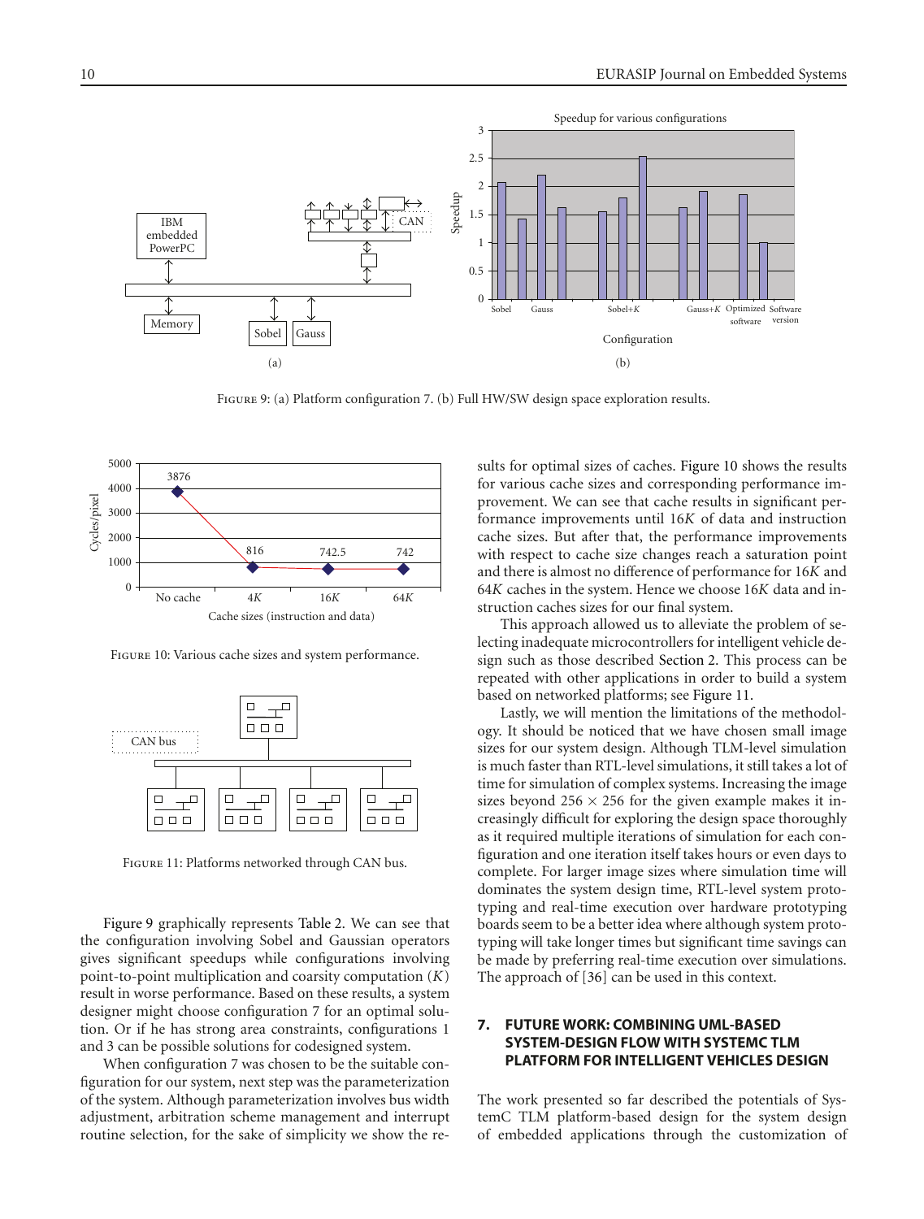Figure 9: (a) Platform configuration 7. (b) Full HW/SW design space exploration results.

Figure 10: Various cache sizes and system performance.

Figure 11: Platforms networked through CAN bus.

Figure 9 graphically represents Table 2. We can see that the configuration involving Sobel and Gaussian operators gives significant speedups while configurations involving point-to-point multiplication and coarsity computation ($K$) result in worse performance. Based on these results, a system designer might choose configuration 7 for an optimal solution. Or if he has strong area constraints, configurations 1 and 3 can be possible solutions for codesigned system.

When configuration 7 was chosen to be the suitable configuration for our system, next step was the parameterization of the system. Although parameterization involves bus width adjustment, arbitration scheme management and interrupt routine selection, for the sake of simplicity we show the results for optimal sizes of caches. Figure 10 shows the results for various cache sizes and corresponding performance improvement. We can see that cache results in significant performance improvements until 16$K$ of data and instruction cache sizes. But after that, the performance improvements with respect to cache size changes reach a saturation point and there is almost no difference of performance for 16$K$ and 64$K$ caches in the system. Hence we choose 16$K$ data and instruction caches sizes for our final system.

This approach allowed us to alleviate the problem of selecting inadequate microcontrollers for intelligent vehicle design such as those described Section 2. This process can be repeated with other applications in order to build a system based on networked platforms; see Figure 11.

Lastly, we will mention the limitations of the methodology. It should be noticed that we have chosen small image sizes for our system design. Although TLM-level simulation is much faster than RTL-level simulations, it still takes a lot of time for simulation of complex systems. Increasing the image sizes beyond $256 \times 256$ for the given example makes it increasingly difficult for exploring the design space thoroughly as it required multiple iterations of simulation for each configuration and one iteration itself takes hours or even days to complete. For larger image sizes where simulation time will dominates the system design time, RTL-level system prototyping and real-time execution over hardware prototyping boards seem to be a better idea where although system prototyping will take longer times but significant time savings can be made by preferring real-time execution over simulations. The approach of [36] can be used in this context.

## 7. FUTURE WORK: COMBINING UML-BASED SYSTEM-DESIGN FLOW WITH SYSTEMC TLM PLATFORM FOR INTELLIGENT VEHICLES DESIGN

The work presented so far described the potentials of SystemC TLM platform-based design for the system design of embedded applications through the customization of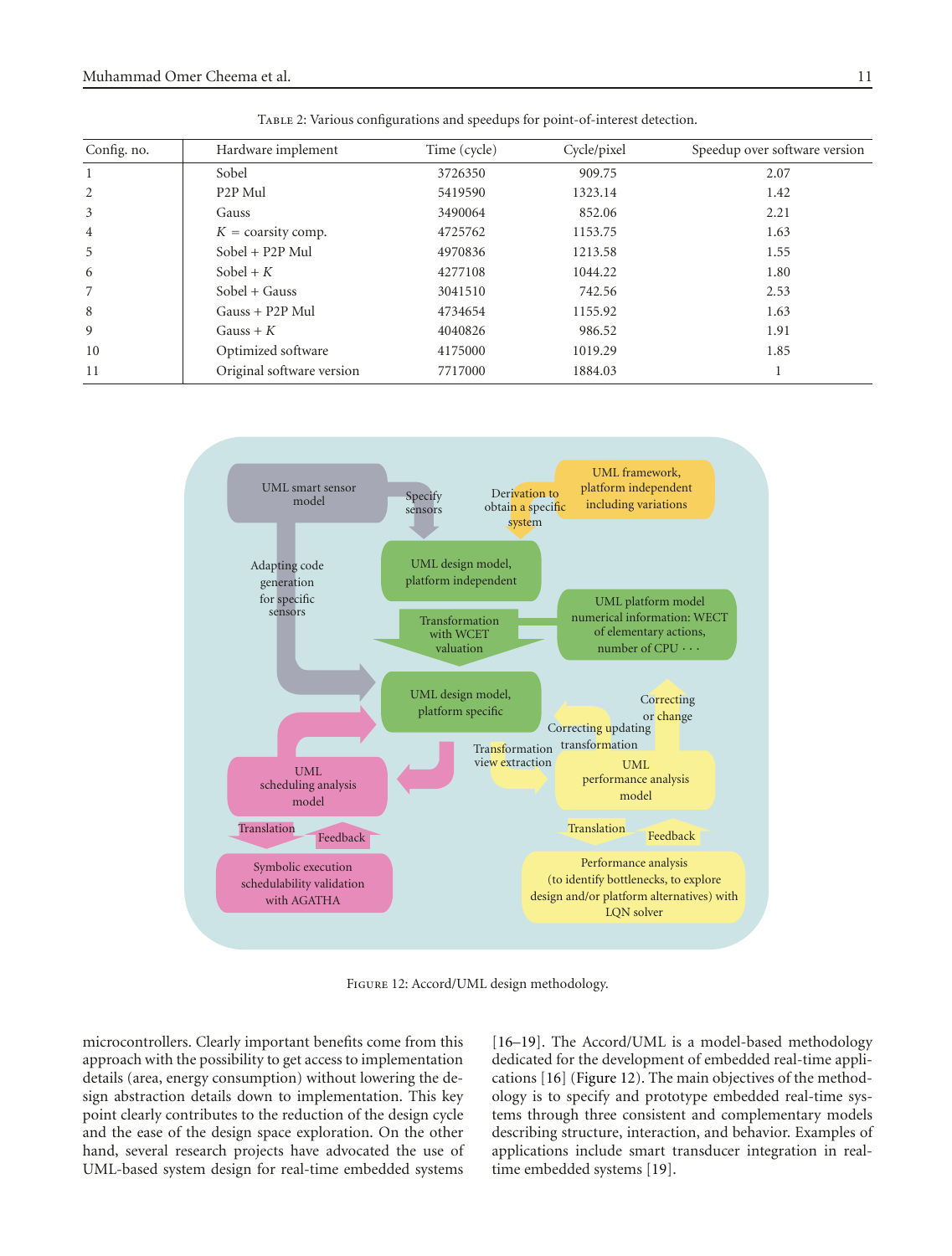Table 2: Various configurations and speedups for point-of-interest detection.

| Config. no. | Hardware implement | Time (cycle) | Cycle/pixel | Speedup over software version |
|---|---|---|---|---|
| 1 | Sobel | 3726350 | 909.75 | 2.07 |
| 2 | P2P Mul | 5419590 | 1323.14 | 1.42 |
| 3 | Gauss | 3490064 | 852.06 | 2.21 |
| 4 | $K$ = coarsity comp. | 4725762 | 1153.75 | 1.63 |
| 5 | Sobel + P2P Mul | 4970836 | 1213.58 | 1.55 |
| 6 | Sobel + $K$ | 4277108 | 1044.22 | 1.80 |
| 7 | Sobel + Gauss | 3041510 | 742.56 | 2.53 |
| 8 | Gauss + P2P Mul | 4734654 | 1155.92 | 1.63 |
| 9 | Gauss + $K$ | 4040826 | 986.52 | 1.91 |
| 10 | Optimized software | 4175000 | 1019.29 | 1.85 |
| 11 | Original software version | 7717000 | 1884.03 | 1 |

Figure 12: Accord/UML design methodology.

microcontrollers. Clearly important benefits come from this approach with the possibility to get access to implementation details (area, energy consumption) without lowering the design abstraction details down to implementation. This key point clearly contributes to the reduction of the design cycle and the ease of the design space exploration. On the other hand, several research projects have advocated the use of UML-based system design for real-time embedded systems [16–19]. The Accord/UML is a model-based methodology dedicated for the development of embedded real-time applications [16] (Figure 12). The main objectives of the methodology is to specify and prototype embedded real-time systems through three consistent and complementary models describing structure, interaction, and behavior. Examples of applications include smart transducer integration in real-time embedded systems [19].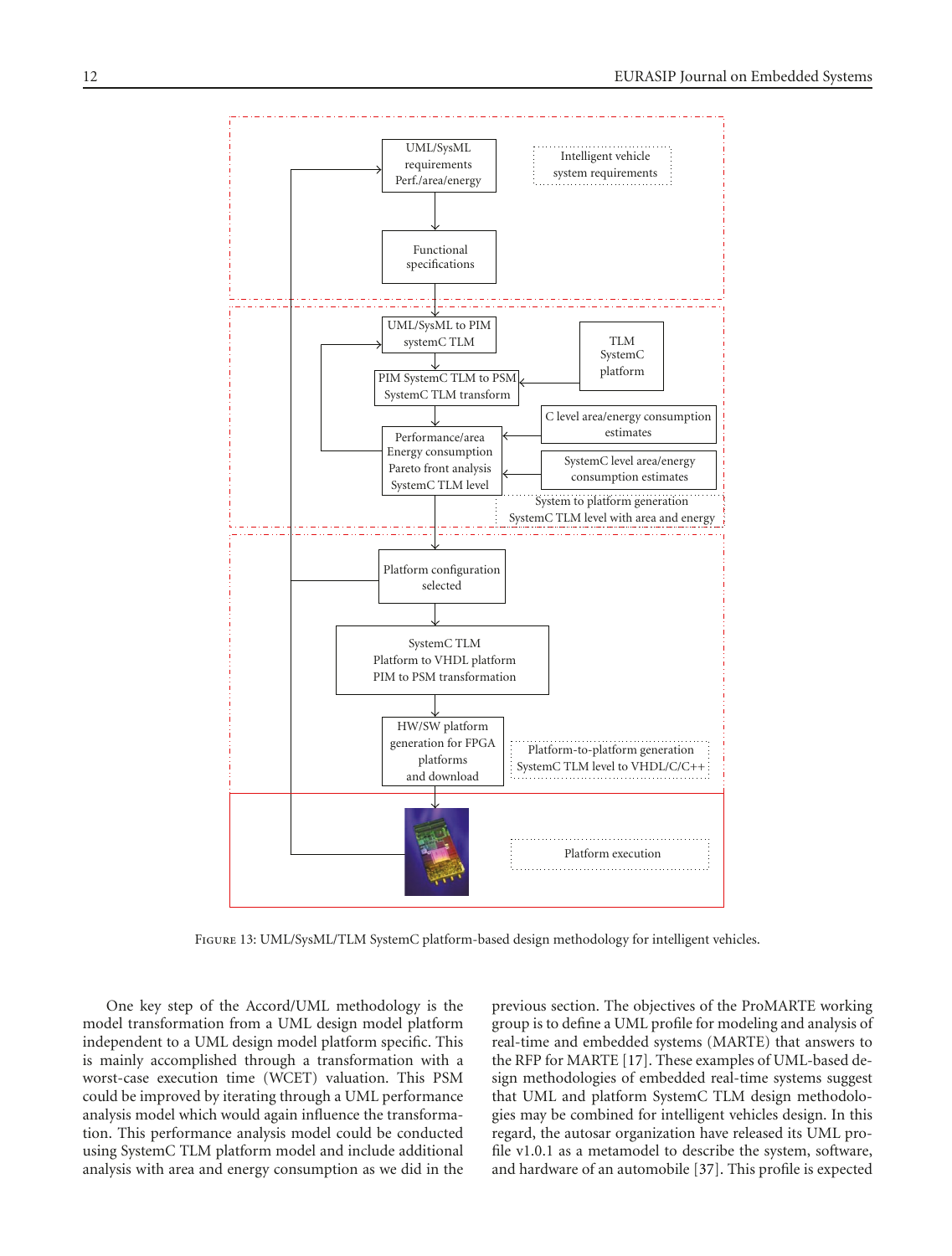Figure 13: UML/SysML/TLM SystemC platform-based design methodology for intelligent vehicles.

One key step of the Accord/UML methodology is the model transformation from a UML design model platform independent to a UML design model platform specific. This is mainly accomplished through a transformation with a worst-case execution time (WCET) valuation. This PSM could be improved by iterating through a UML performance analysis model which would again influence the transformation. This performance analysis model could be conducted using SystemC TLM platform model and include additional analysis with area and energy consumption as we did in the previous section. The objectives of the ProMARTE working group is to define a UML profile for modeling and analysis of real-time and embedded systems (MARTE) that answers to the RFP for MARTE [17]. These examples of UML-based design methodologies of embedded real-time systems suggest that UML and platform SystemC TLM design methodologies may be combined for intelligent vehicles design. In this regard, the autosar organization have released its UML profile v1.0.1 as a metamodel to describe the system, software, and hardware of an automobile [37]. This profile is expected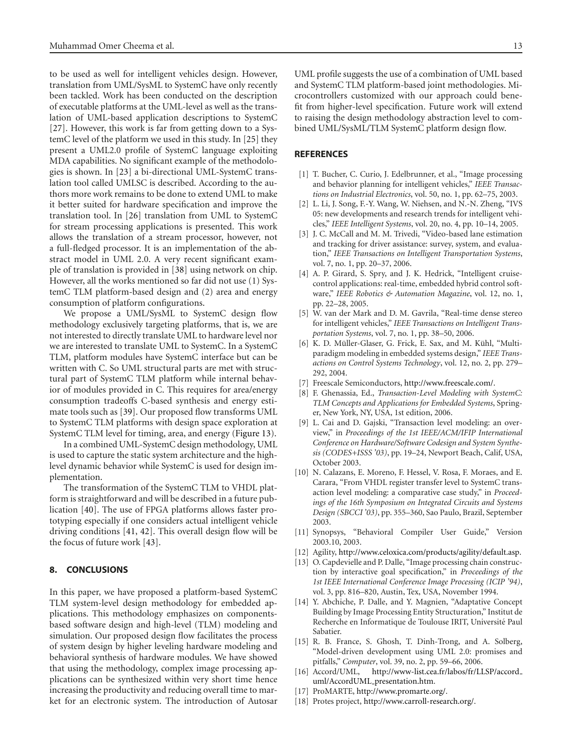to be used as well for intelligent vehicles design. However, translation from UML/SysML to SystemC have only recently been tackled. Work has been conducted on the description of executable platforms at the UML-level as well as the translation of UML-based application descriptions to SystemC [27]. However, this work is far from getting down to a SystemC level of the platform we used in this study. In [25] they present a UML2.0 profile of SystemC language exploiting MDA capabilities. No significant example of the methodologies is shown. In [23] a bi-directional UML-SystemC translation tool called UMLSC is described. According to the authors more work remains to be done to extend UML to make it better suited for hardware specification and improve the translation tool. In [26] translation from UML to SystemC for stream processing applications is presented. This work allows the translation of a stream processor, however, not a full-fledged processor. It is an implementation of the abstract model in UML 2.0. A very recent significant example of translation is provided in [38] using network on chip. However, all the works mentioned so far did not use (1) SystemC TLM platform-based design and (2) area and energy consumption of platform configurations.

We propose a UML/SysML to SystemC design flow methodology exclusively targeting platforms, that is, we are not interested to directly translate UML to hardware level nor we are interested to translate UML to SystemC. In a SystemC TLM, platform modules have SystemC interface but can be written with C. So UML structural parts are met with structural part of SystemC TLM platform while internal behavior of modules provided in C. This requires for area/energy consumption tradeoffs C-based synthesis and energy estimate tools such as [39]. Our proposed flow transforms UML to SystemC TLM platforms with design space exploration at SystemC TLM level for timing, area, and energy (Figure 13).

In a combined UML-SystemC design methodology, UML is used to capture the static system architecture and the high-level dynamic behavior while SystemC is used for design implementation.

The transformation of the SystemC TLM to VHDL platform is straightforward and will be described in a future publication [40]. The use of FPGA platforms allows faster prototyping especially if one considers actual intelligent vehicle driving conditions [41, 42]. This overall design flow will be the focus of future work [43].

## 8. CONCLUSIONS

In this paper, we have proposed a platform-based SystemC TLM system-level design methodology for embedded applications. This methodology emphasizes on components-based software design and high-level (TLM) modeling and simulation. Our proposed design flow facilitates the process of system design by higher leveling hardware modeling and behavioral synthesis of hardware modules. We have showed that using the methodology, complex image processing applications can be synthesized within very short time hence increasing the productivity and reducing overall time to market for an electronic system. The introduction of Autosar UML profile suggests the use of a combination of UML based and SystemC TLM platform-based joint methodologies. Microcontrollers customized with our approach could benefit from higher-level specification. Future work will extend to raising the design methodology abstraction level to combined UML/SysML/TLM SystemC platform design flow.

## REFERENCES

[1] T. Bucher, C. Curio, J. Edelbrunner, et al., "Image processing and behavior planning for intelligent vehicles," *IEEE Transactions on Industrial Electronics*, vol. 50, no. 1, pp. 62–75, 2003.

[2] L. Li, J. Song, F.-Y. Wang, W. Niehsen, and N.-N. Zheng, "IVS 05: new developments and research trends for intelligent vehicles," *IEEE Intelligent Systems*, vol. 20, no. 4, pp. 10–14, 2005.

[3] J. C. McCall and M. M. Trivedi, "Video-based lane estimation and tracking for driver assistance: survey, system, and evaluation," *IEEE Transactions on Intelligent Transportation Systems*, vol. 7, no. 1, pp. 20–37, 2006.

[4] A. P. Girard, S. Spry, and J. K. Hedrick, "Intelligent cruise-control applications: real-time, embedded hybrid control software," *IEEE Robotics & Automation Magazine*, vol. 12, no. 1, pp. 22–28, 2005.

[5] W. van der Mark and D. M. Gavrila, "Real-time dense stereo for intelligent vehicles," *IEEE Transactions on Intelligent Transportation Systems*, vol. 7, no. 1, pp. 38–50, 2006.

[6] K. D. Müller-Glaser, G. Frick, E. Sax, and M. Kühl, "Multi-paradigm modeling in embedded systems design," *IEEE Transactions on Control Systems Technology*, vol. 12, no. 2, pp. 279–292, 2004.

[7] Freescale Semiconductors, http://www.freescale.com/.

[8] F. Ghenassia, Ed., *Transaction-Level Modeling with SystemC: TLM Concepts and Applications for Embedded Systems*, Springer, New York, NY, USA, 1st edition, 2006.

[9] L. Cai and D. Gajski, "Transaction level modeling: an overview," in *Proceedings of the 1st IEEE/ACM/IFIP International Conference on Hardware/Software Codesign and System Synthesis (CODES+ISSS '03)*, pp. 19–24, Newport Beach, Calif, USA, October 2003.

[10] N. Calazans, E. Moreno, F. Hessel, V. Rosa, F. Moraes, and E. Carara, "From VHDL register transfer level to SystemC transaction level modeling: a comparative case study," in *Proceedings of the 16th Symposium on Integrated Circuits and Systems Design (SBCCI '03)*, pp. 355–360, Sao Paulo, Brazil, September 2003.

[11] Synopsys, "Behavioral Compiler User Guide," Version 2003.10, 2003.

[12] Agility, http://www.celoxica.com/products/agility/default.asp.

[13] O. Capdevielle and P. Dalle, "Image processing chain construction by interactive goal specification," in *Proceedings of the 1st IEEE International Conference Image Processing (ICIP '94)*, vol. 3, pp. 816–820, Austin, Tex, USA, November 1994.

[14] Y. Abchiche, P. Dalle, and Y. Magnien, "Adaptative Concept Building by Image Processing Entity Structuration," Institut de Recherche en Informatique de Toulouse IRIT, Université Paul Sabatier.

[15] R. B. France, S. Ghosh, T. Dinh-Trong, and A. Solberg, "Model-driven development using UML 2.0: promises and pitfalls," *Computer*, vol. 39, no. 2, pp. 59–66, 2006.

[16] Accord/UML, http://www-list.cea.fr/labos/fr/LLSP/accord_uml/AccordUML_presentation.htm.

[17] ProMARTE, http://www.promarte.org/.

[18] Protes project, http://www.carroll-research.org/.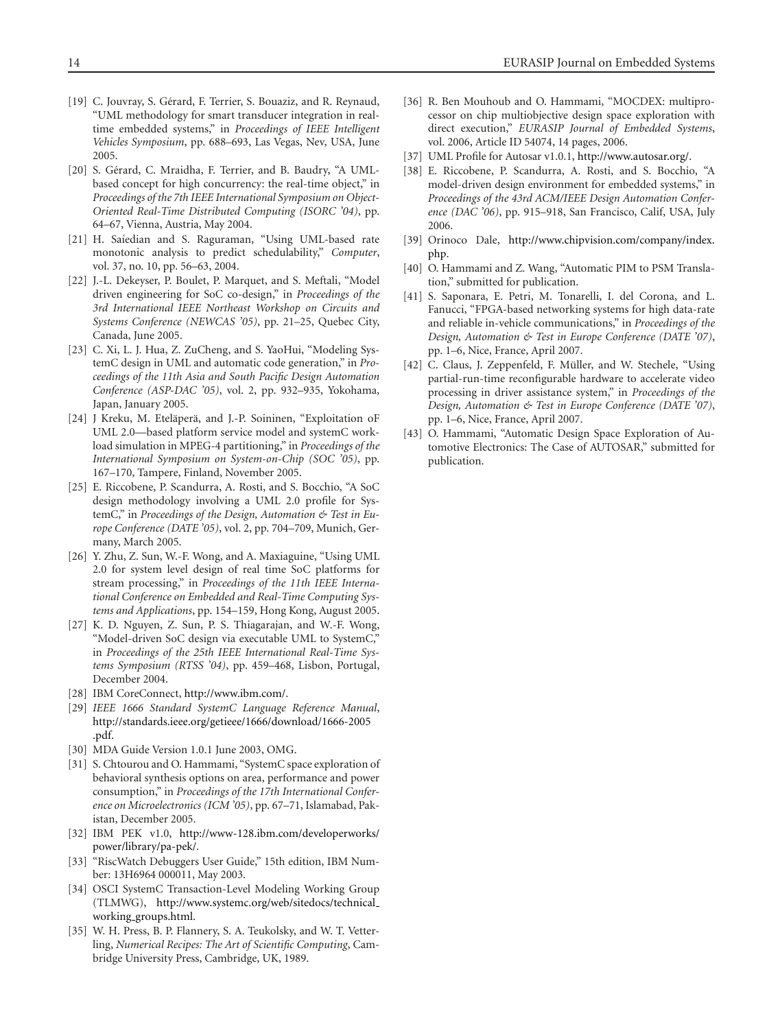[19] C. Jouvray, S. Gérard, F. Terrier, S. Bouaziz, and R. Reynaud, "UML methodology for smart transducer integration in real-time embedded systems," in *Proceedings of IEEE Intelligent Vehicles Symposium*, pp. 688–693, Las Vegas, Nev, USA, June 2005.

[20] S. Gérard, C. Mraidha, F. Terrier, and B. Baudry, "A UML-based concept for high concurrency: the real-time object," in *Proceedings of the 7th IEEE International Symposium on Object-Oriented Real-Time Distributed Computing (ISORC '04)*, pp. 64–67, Vienna, Austria, May 2004.

[21] H. Saiedian and S. Raguraman, "Using UML-based rate monotonic analysis to predict schedulability," *Computer*, vol. 37, no. 10, pp. 56–63, 2004.

[22] J.-L. Dekeyser, P. Boulet, P. Marquet, and S. Meftali, "Model driven engineering for SoC co-design," in *Proceedings of the 3rd International IEEE Northeast Workshop on Circuits and Systems Conference (NEWCAS '05)*, pp. 21–25, Quebec City, Canada, June 2005.

[23] C. Xi, L. J. Hua, Z. ZuCheng, and S. YaoHui, "Modeling SystemC design in UML and automatic code generation," in *Proceedings of the 11th Asia and South Pacific Design Automation Conference (ASP-DAC '05)*, vol. 2, pp. 932–935, Yokohama, Japan, January 2005.

[24] J Kreku, M. Eteläperä, and J.-P. Soininen, "Exploitation oF UML 2.0—based platform service model and systemC workload simulation in MPEG-4 partitioning," in *Proceedings of the International Symposium on System-on-Chip (SOC '05)*, pp. 167–170, Tampere, Finland, November 2005.

[25] E. Riccobene, P. Scandurra, A. Rosti, and S. Bocchio, "A SoC design methodology involving a UML 2.0 profile for SystemC," in *Proceedings of the Design, Automation & Test in Europe Conference (DATE '05)*, vol. 2, pp. 704–709, Munich, Germany, March 2005.

[26] Y. Zhu, Z. Sun, W.-F. Wong, and A. Maxiaguine, "Using UML 2.0 for system level design of real time SoC platforms for stream processing," in *Proceedings of the 11th IEEE International Conference on Embedded and Real-Time Computing Systems and Applications*, pp. 154–159, Hong Kong, August 2005.

[27] K. D. Nguyen, Z. Sun, P. S. Thiagarajan, and W.-F. Wong, "Model-driven SoC design via executable UML to SystemC," in *Proceedings of the 25th IEEE International Real-Time Systems Symposium (RTSS '04)*, pp. 459–468, Lisbon, Portugal, December 2004.

[28] IBM CoreConnect, http://www.ibm.com/.

[29] *IEEE 1666 Standard SystemC Language Reference Manual*, http://standards.ieee.org/getieee/1666/download/1666-2005.pdf.

[30] MDA Guide Version 1.0.1 June 2003, OMG.

[31] S. Chtourou and O. Hammami, "SystemC space exploration of behavioral synthesis options on area, performance and power consumption," in *Proceedings of the 17th International Conference on Microelectronics (ICM '05)*, pp. 67–71, Islamabad, Pakistan, December 2005.

[32] IBM PEK v1.0, http://www-128.ibm.com/developerworks/power/library/pa-pek/.

[33] "RiscWatch Debuggers User Guide," 15th edition, IBM Number: 13H6964 000011, May 2003.

[34] OSCI SystemC Transaction-Level Modeling Working Group (TLMWG), http://www.systemc.org/web/sitedocs/technical_working_groups.html.

[35] W. H. Press, B. P. Flannery, S. A. Teukolsky, and W. T. Vetterling, *Numerical Recipes: The Art of Scientific Computing*, Cambridge University Press, Cambridge, UK, 1989.

[36] R. Ben Mouhoub and O. Hammami, "MOCDEX: multiprocessor on chip multiobjective design space exploration with direct execution," *EURASIP Journal of Embedded Systems*, vol. 2006, Article ID 54074, 14 pages, 2006.

[37] UML Profile for Autosar v1.0.1, http://www.autosar.org/.

[38] E. Riccobene, P. Scandurra, A. Rosti, and S. Bocchio, "A model-driven design environment for embedded systems," in *Proceedings of the 43rd ACM/IEEE Design Automation Conference (DAC '06)*, pp. 915–918, San Francisco, Calif, USA, July 2006.

[39] Orinoco Dale, http://www.chipvision.com/company/index.php.

[40] O. Hammami and Z. Wang, "Automatic PIM to PSM Translation," submitted for publication.

[41] S. Saponara, E. Petri, M. Tonarelli, I. del Corona, and L. Fanucci, "FPGA-based networking systems for high data-rate and reliable in-vehicle communications," in *Proceedings of the Design, Automation & Test in Europe Conference (DATE '07)*, pp. 1–6, Nice, France, April 2007.

[42] C. Claus, J. Zeppenfeld, F. Müller, and W. Stechele, "Using partial-run-time reconfigurable hardware to accelerate video processing in driver assistance system," in *Proceedings of the Design, Automation & Test in Europe Conference (DATE '07)*, pp. 1–6, Nice, France, April 2007.

[43] O. Hammami, "Automatic Design Space Exploration of Automotive Electronics: The Case of AUTOSAR," submitted for publication.